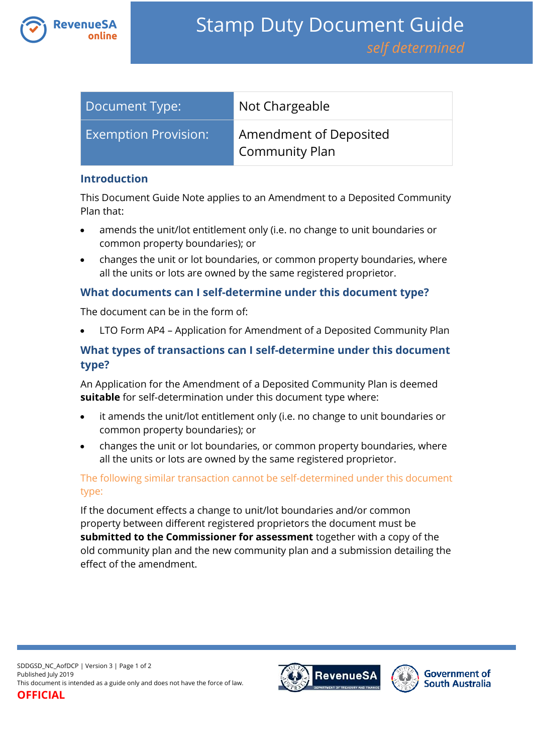# Stamp Duty Document Guide

*self determined*

| Document Type: | Not Chargeable |
| --- | --- |
| Exemption Provision: | Amendment of Deposited Community Plan |

## Introduction

This Document Guide Note applies to an Amendment to a Deposited Community Plan that:

- amends the unit/lot entitlement only (i.e. no change to unit boundaries or common property boundaries); or
- changes the unit or lot boundaries, or common property boundaries, where all the units or lots are owned by the same registered proprietor.

## What documents can I self-determine under this document type?

The document can be in the form of:

- LTO Form AP4 – Application for Amendment of a Deposited Community Plan

## What types of transactions can I self-determine under this document type?

An Application for the Amendment of a Deposited Community Plan is deemed **suitable** for self-determination under this document type where:

- it amends the unit/lot entitlement only (i.e. no change to unit boundaries or common property boundaries); or
- changes the unit or lot boundaries, or common property boundaries, where all the units or lots are owned by the same registered proprietor.

The following similar transaction cannot be self-determined under this document type:

If the document effects a change to unit/lot boundaries and/or common property between different registered proprietors the document must be **submitted to the Commissioner for assessment** together with a copy of the old community plan and the new community plan and a submission detailing the effect of the amendment.

SDDGSD_NC_AofDCP | Version 3
Published July 2019
This document is intended as a guide only and does not have the force of law.
OFFICIAL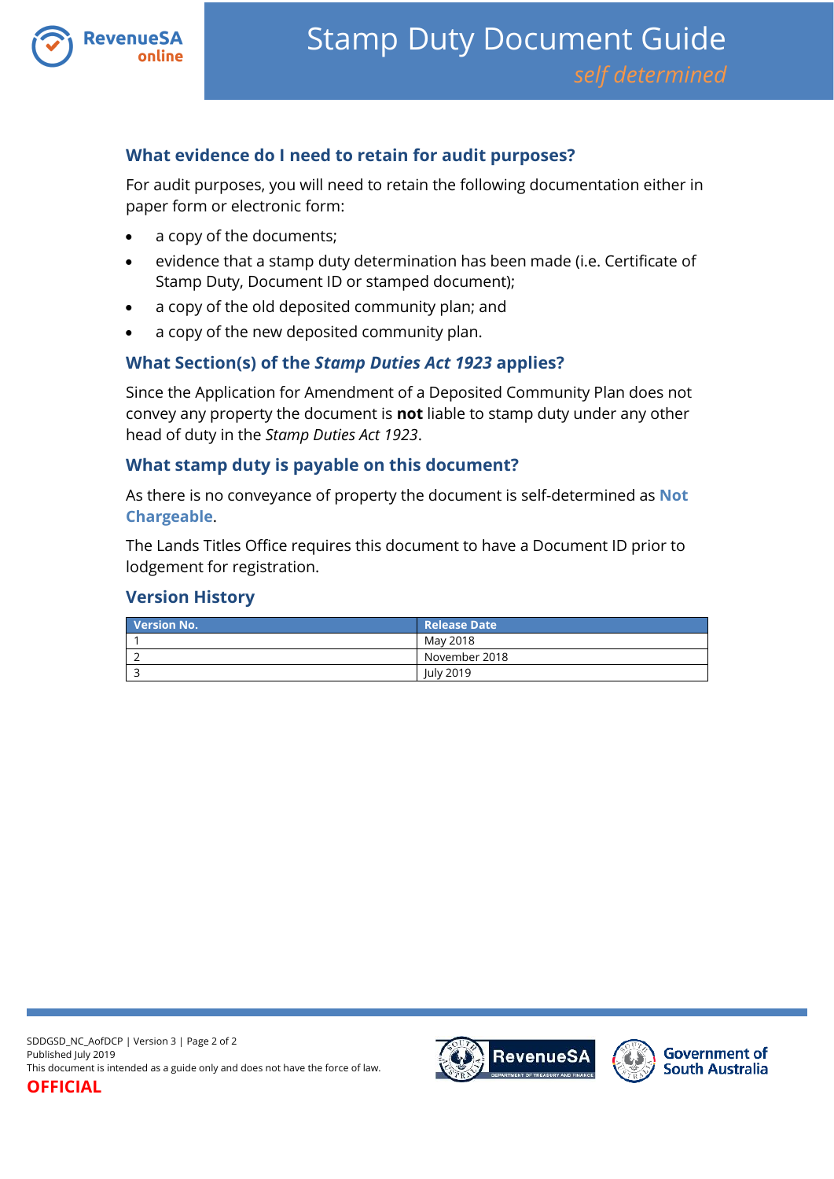## What evidence do I need to retain for audit purposes?

For audit purposes, you will need to retain the following documentation either in paper form or electronic form:

- a copy of the documents;
- evidence that a stamp duty determination has been made (i.e. Certificate of Stamp Duty, Document ID or stamped document);
- a copy of the old deposited community plan; and
- a copy of the new deposited community plan.

## What Section(s) of the *Stamp Duties Act 1923* applies?

Since the Application for Amendment of a Deposited Community Plan does not convey any property the document is **not** liable to stamp duty under any other head of duty in the *Stamp Duties Act 1923*.

## What stamp duty is payable on this document?

As there is no conveyance of property the document is self-determined as **Not Chargeable**.

The Lands Titles Office requires this document to have a Document ID prior to lodgement for registration.

## Version History

| Version No. | Release Date |
| --- | --- |
| 1 | May 2018 |
| 2 | November 2018 |
| 3 | July 2019 |

SDDGSD_NC_AofDCP | Version 3
Published July 2019
This document is intended as a guide only and does not have the force of law.
OFFICIAL